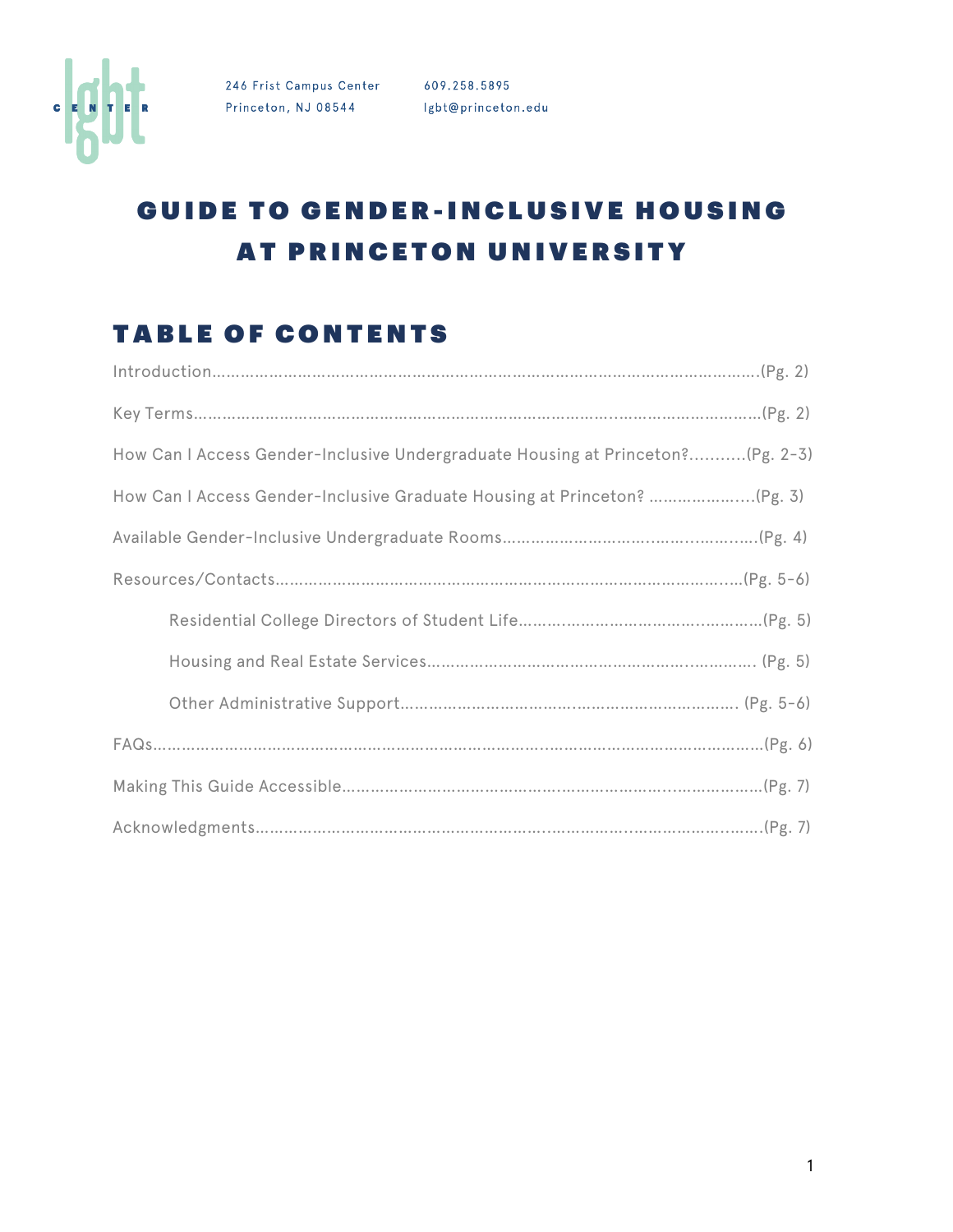lgbt CENTER

246 Frist Campus Center
Princeton, NJ 08544

609.258.5895
lgbt@princeton.edu

# GUIDE TO GENDER-INCLUSIVE HOUSING AT PRINCETON UNIVERSITY

## TABLE OF CONTENTS

Introduction……………………………………………………………………………………………(Pg. 2)

Key Terms……………………………………………………………………………………………(Pg. 2)

How Can I Access Gender-Inclusive Undergraduate Housing at Princeton?………..(Pg. 2-3)

How Can I Access Gender-Inclusive Graduate Housing at Princeton? …………………(Pg. 3)

Available Gender-Inclusive Undergraduate Rooms……………………………………………(Pg. 4)

Resources/Contacts……………………………………………………………………………(Pg. 5-6)

- Residential College Directors of Student Life…………………………………………(Pg. 5)
- Housing and Real Estate Services……………………………………………………… (Pg. 5)
- Other Administrative Support………………………………………………………… (Pg. 5-6)

FAQs……………………………………………………………………………………………………(Pg. 6)

Making This Guide Accessible……………………………………………………………………(Pg. 7)

Acknowledgments…………………………………………………………………………………(Pg. 7)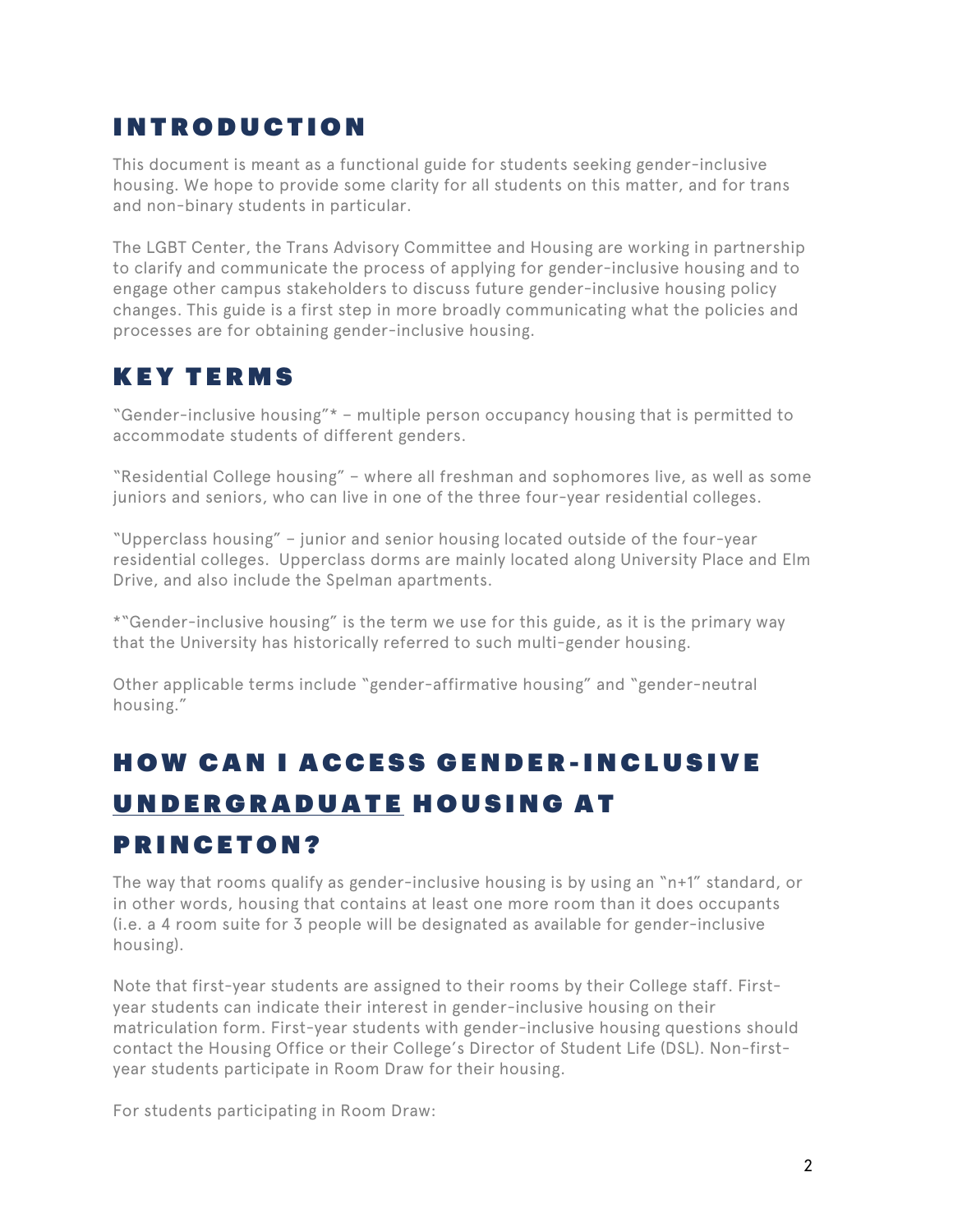## INTRODUCTION

This document is meant as a functional guide for students seeking gender-inclusive housing. We hope to provide some clarity for all students on this matter, and for trans and non-binary students in particular.

The LGBT Center, the Trans Advisory Committee and Housing are working in partnership to clarify and communicate the process of applying for gender-inclusive housing and to engage other campus stakeholders to discuss future gender-inclusive housing policy changes. This guide is a first step in more broadly communicating what the policies and processes are for obtaining gender-inclusive housing.

## KEY TERMS

"Gender-inclusive housing"* – multiple person occupancy housing that is permitted to accommodate students of different genders.

"Residential College housing" – where all freshman and sophomores live, as well as some juniors and seniors, who can live in one of the three four-year residential colleges.

"Upperclass housing" – junior and senior housing located outside of the four-year residential colleges. Upperclass dorms are mainly located along University Place and Elm Drive, and also include the Spelman apartments.

*"Gender-inclusive housing" is the term we use for this guide, as it is the primary way that the University has historically referred to such multi-gender housing.

Other applicable terms include "gender-affirmative housing" and "gender-neutral housing."

## HOW CAN I ACCESS GENDER-INCLUSIVE UNDERGRADUATE HOUSING AT PRINCETON?

The way that rooms qualify as gender-inclusive housing is by using an "n+1" standard, or in other words, housing that contains at least one more room than it does occupants (i.e. a 4 room suite for 3 people will be designated as available for gender-inclusive housing).

Note that first-year students are assigned to their rooms by their College staff. First-year students can indicate their interest in gender-inclusive housing on their matriculation form. First-year students with gender-inclusive housing questions should contact the Housing Office or their College's Director of Student Life (DSL). Non-first-year students participate in Room Draw for their housing.

For students participating in Room Draw: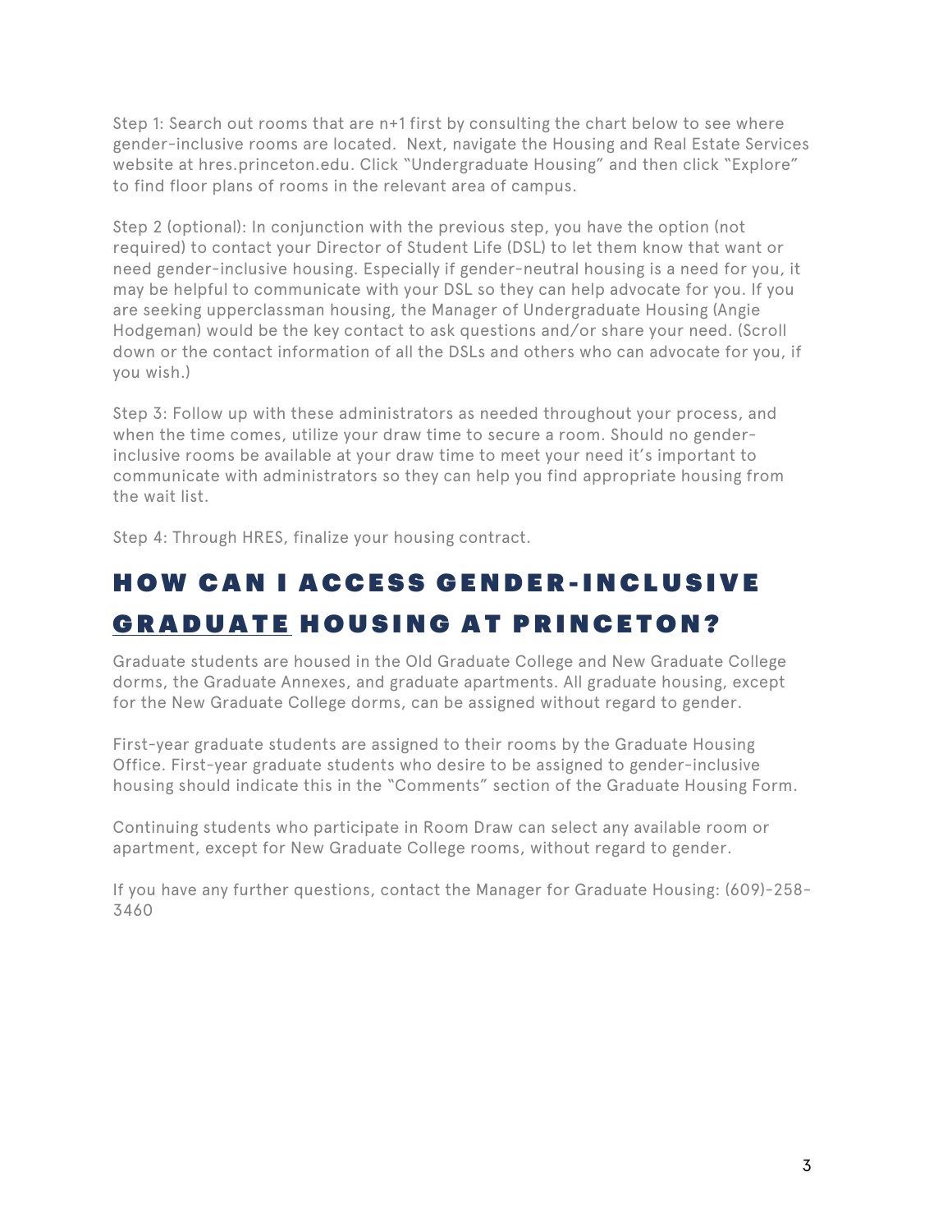Step 1: Search out rooms that are n+1 first by consulting the chart below to see where gender-inclusive rooms are located. Next, navigate the Housing and Real Estate Services website at hres.princeton.edu. Click "Undergraduate Housing" and then click "Explore" to find floor plans of rooms in the relevant area of campus.

Step 2 (optional): In conjunction with the previous step, you have the option (not required) to contact your Director of Student Life (DSL) to let them know that want or need gender-inclusive housing. Especially if gender-neutral housing is a need for you, it may be helpful to communicate with your DSL so they can help advocate for you. If you are seeking upperclassman housing, the Manager of Undergraduate Housing (Angie Hodgeman) would be the key contact to ask questions and/or share your need. (Scroll down or the contact information of all the DSLs and others who can advocate for you, if you wish.)

Step 3: Follow up with these administrators as needed throughout your process, and when the time comes, utilize your draw time to secure a room. Should no gender-inclusive rooms be available at your draw time to meet your need it's important to communicate with administrators so they can help you find appropriate housing from the wait list.

Step 4: Through HRES, finalize your housing contract.

## HOW CAN I ACCESS GENDER-INCLUSIVE GRADUATE HOUSING AT PRINCETON?

Graduate students are housed in the Old Graduate College and New Graduate College dorms, the Graduate Annexes, and graduate apartments. All graduate housing, except for the New Graduate College dorms, can be assigned without regard to gender.

First-year graduate students are assigned to their rooms by the Graduate Housing Office. First-year graduate students who desire to be assigned to gender-inclusive housing should indicate this in the "Comments" section of the Graduate Housing Form.

Continuing students who participate in Room Draw can select any available room or apartment, except for New Graduate College rooms, without regard to gender.

If you have any further questions, contact the Manager for Graduate Housing: (609)-258-3460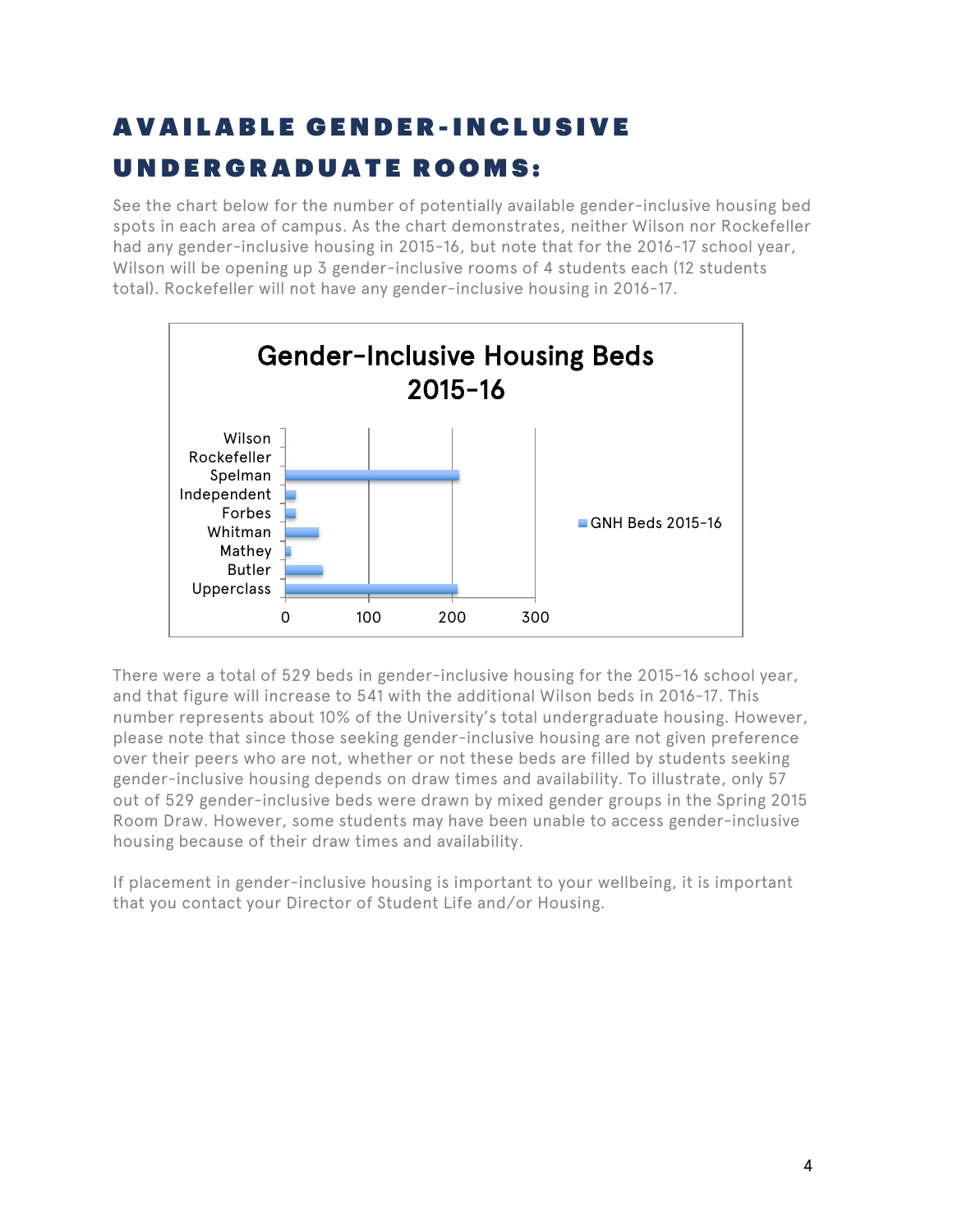# AVAILABLE GENDER-INCLUSIVE UNDERGRADUATE ROOMS:

See the chart below for the number of potentially available gender-inclusive housing bed spots in each area of campus. As the chart demonstrates, neither Wilson nor Rockefeller had any gender-inclusive housing in 2015-16, but note that for the 2016-17 school year, Wilson will be opening up 3 gender-inclusive rooms of 4 students each (12 students total). Rockefeller will not have any gender-inclusive housing in 2016-17.

**Gender-Inclusive Housing Beds 2015-16**

(Bar chart, legend: GNH Beds 2015-16; x-axis 0, 100, 200, 300; categories: Wilson, Rockefeller, Spelman, Independent, Forbes, Whitman, Mathey, Butler, Upperclass)

There were a total of 529 beds in gender-inclusive housing for the 2015-16 school year, and that figure will increase to 541 with the additional Wilson beds in 2016-17. This number represents about 10% of the University's total undergraduate housing. However, please note that since those seeking gender-inclusive housing are not given preference over their peers who are not, whether or not these beds are filled by students seeking gender-inclusive housing depends on draw times and availability. To illustrate, only 57 out of 529 gender-inclusive beds were drawn by mixed gender groups in the Spring 2015 Room Draw. However, some students may have been unable to access gender-inclusive housing because of their draw times and availability.

If placement in gender-inclusive housing is important to your wellbeing, it is important that you contact your Director of Student Life and/or Housing.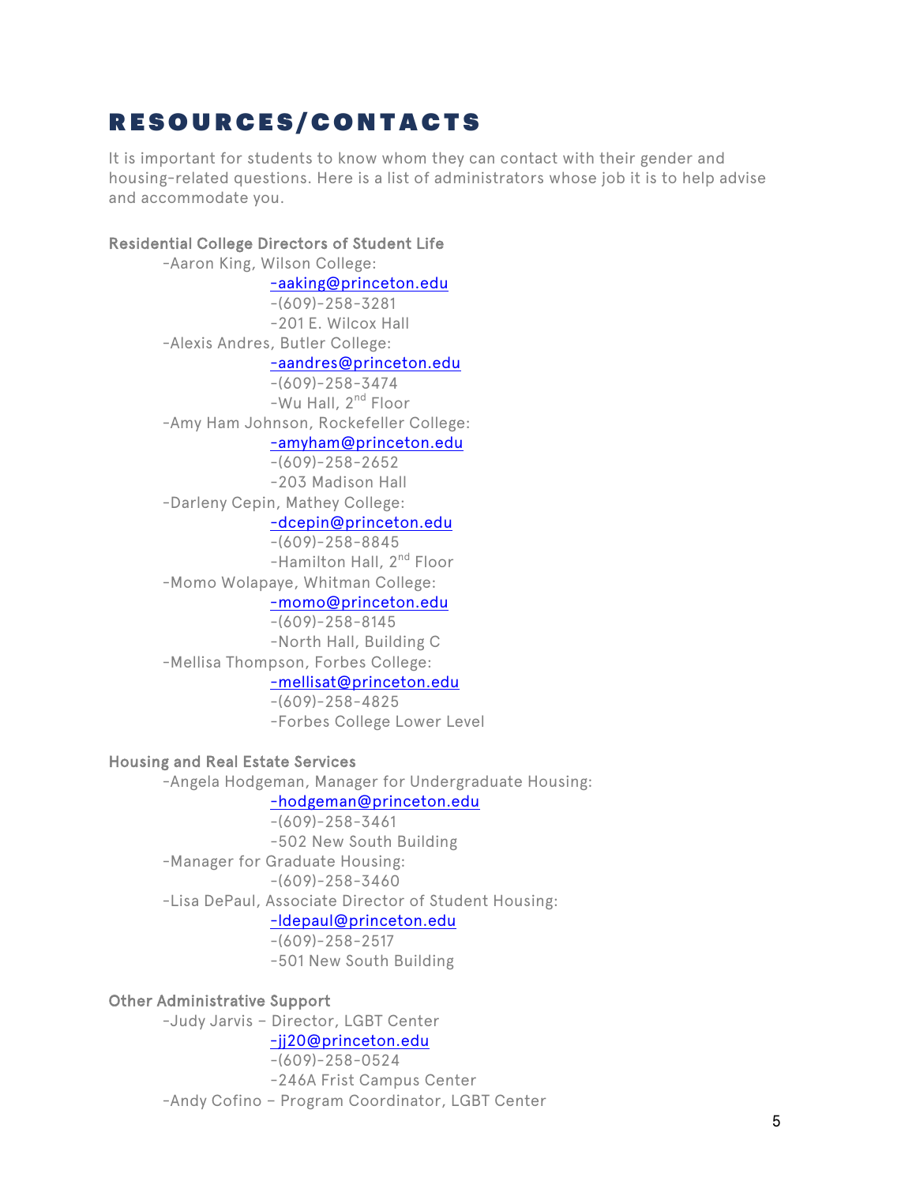# RESOURCES/CONTACTS

It is important for students to know whom they can contact with their gender and housing-related questions. Here is a list of administrators whose job it is to help advise and accommodate you.

**Residential College Directors of Student Life**

- Aaron King, Wilson College:
  - aaking@princeton.edu
  - (609)-258-3281
  - 201 E. Wilcox Hall
- Alexis Andres, Butler College:
  - aandres@princeton.edu
  - (609)-258-3474
  - Wu Hall, 2nd Floor
- Amy Ham Johnson, Rockefeller College:
  - amyham@princeton.edu
  - (609)-258-2652
  - 203 Madison Hall
- Darleny Cepin, Mathey College:
  - dcepin@princeton.edu
  - (609)-258-8845
  - Hamilton Hall, 2nd Floor
- Momo Wolapaye, Whitman College:
  - momo@princeton.edu
  - (609)-258-8145
  - North Hall, Building C
- Mellisa Thompson, Forbes College:
  - mellisat@princeton.edu
  - (609)-258-4825
  - Forbes College Lower Level

**Housing and Real Estate Services**

- Angela Hodgeman, Manager for Undergraduate Housing:
  - hodgeman@princeton.edu
  - (609)-258-3461
  - 502 New South Building
- Manager for Graduate Housing:
  - (609)-258-3460
- Lisa DePaul, Associate Director of Student Housing:
  - ldepaul@princeton.edu
  - (609)-258-2517
  - 501 New South Building

**Other Administrative Support**

- Judy Jarvis – Director, LGBT Center
  - jj20@princeton.edu
  - (609)-258-0524
  - 246A Frist Campus Center
- Andy Cofino – Program Coordinator, LGBT Center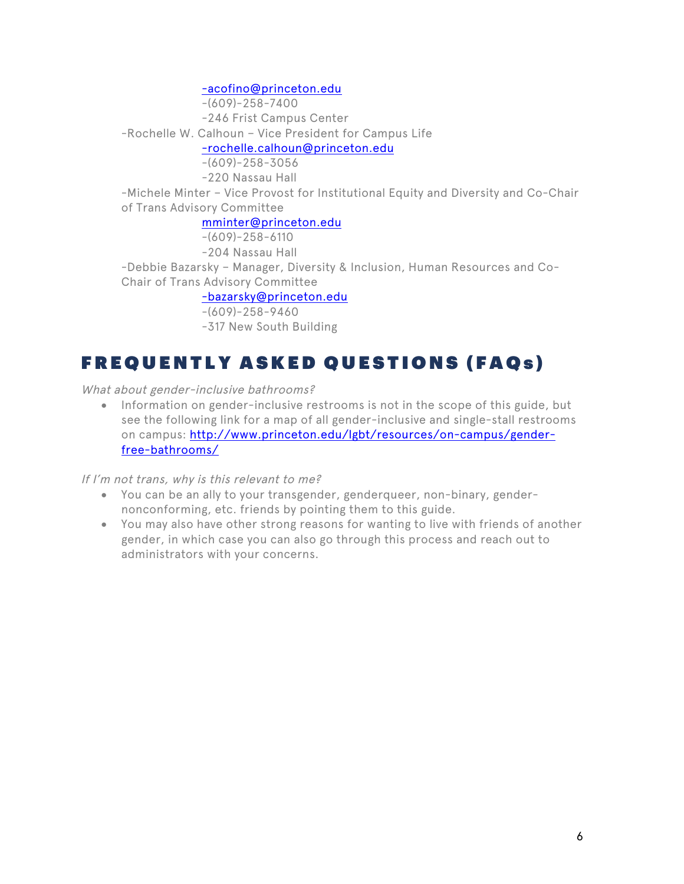-acofino@princeton.edu
-(609)-258-7400
-246 Frist Campus Center

-Rochelle W. Calhoun – Vice President for Campus Life
-rochelle.calhoun@princeton.edu
-(609)-258-3056
-220 Nassau Hall

-Michele Minter – Vice Provost for Institutional Equity and Diversity and Co-Chair of Trans Advisory Committee
mminter@princeton.edu
-(609)-258-6110
-204 Nassau Hall

-Debbie Bazarsky – Manager, Diversity & Inclusion, Human Resources and Co-Chair of Trans Advisory Committee
-bazarsky@princeton.edu
-(609)-258-9460
-317 New South Building

# FREQUENTLY ASKED QUESTIONS (FAQs)

*What about gender-inclusive bathrooms?*

- Information on gender-inclusive restrooms is not in the scope of this guide, but see the following link for a map of all gender-inclusive and single-stall restrooms on campus: http://www.princeton.edu/lgbt/resources/on-campus/gender-free-bathrooms/

*If I'm not trans, why is this relevant to me?*

- You can be an ally to your transgender, genderqueer, non-binary, gender-nonconforming, etc. friends by pointing them to this guide.
- You may also have other strong reasons for wanting to live with friends of another gender, in which case you can also go through this process and reach out to administrators with your concerns.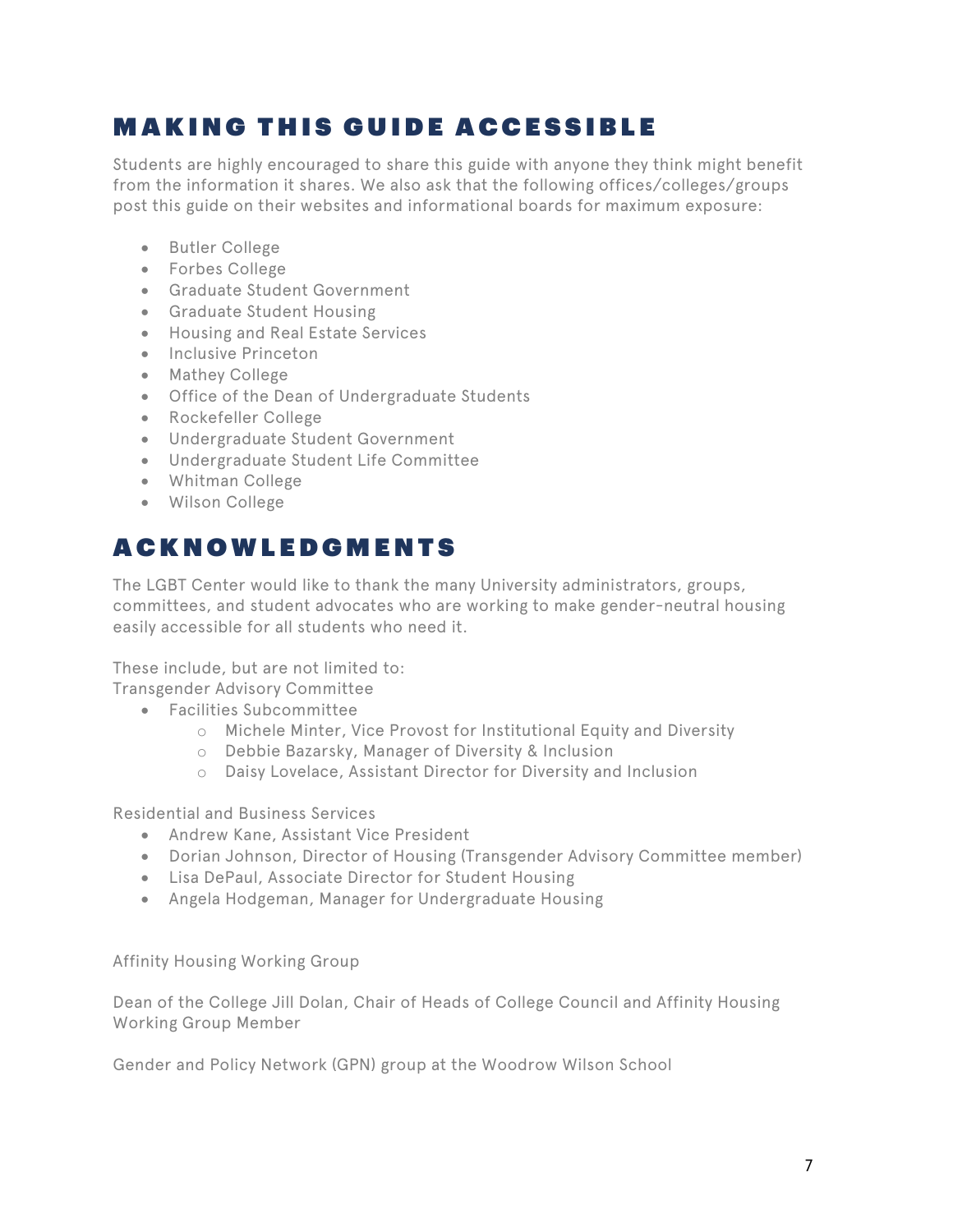## MAKING THIS GUIDE ACCESSIBLE

Students are highly encouraged to share this guide with anyone they think might benefit from the information it shares. We also ask that the following offices/colleges/groups post this guide on their websites and informational boards for maximum exposure:

- Butler College
- Forbes College
- Graduate Student Government
- Graduate Student Housing
- Housing and Real Estate Services
- Inclusive Princeton
- Mathey College
- Office of the Dean of Undergraduate Students
- Rockefeller College
- Undergraduate Student Government
- Undergraduate Student Life Committee
- Whitman College
- Wilson College

## ACKNOWLEDGMENTS

The LGBT Center would like to thank the many University administrators, groups, committees, and student advocates who are working to make gender-neutral housing easily accessible for all students who need it.

These include, but are not limited to:
Transgender Advisory Committee

- Facilities Subcommittee
  - Michele Minter, Vice Provost for Institutional Equity and Diversity
  - Debbie Bazarsky, Manager of Diversity & Inclusion
  - Daisy Lovelace, Assistant Director for Diversity and Inclusion

Residential and Business Services

- Andrew Kane, Assistant Vice President
- Dorian Johnson, Director of Housing (Transgender Advisory Committee member)
- Lisa DePaul, Associate Director for Student Housing
- Angela Hodgeman, Manager for Undergraduate Housing

Affinity Housing Working Group

Dean of the College Jill Dolan, Chair of Heads of College Council and Affinity Housing Working Group Member

Gender and Policy Network (GPN) group at the Woodrow Wilson School